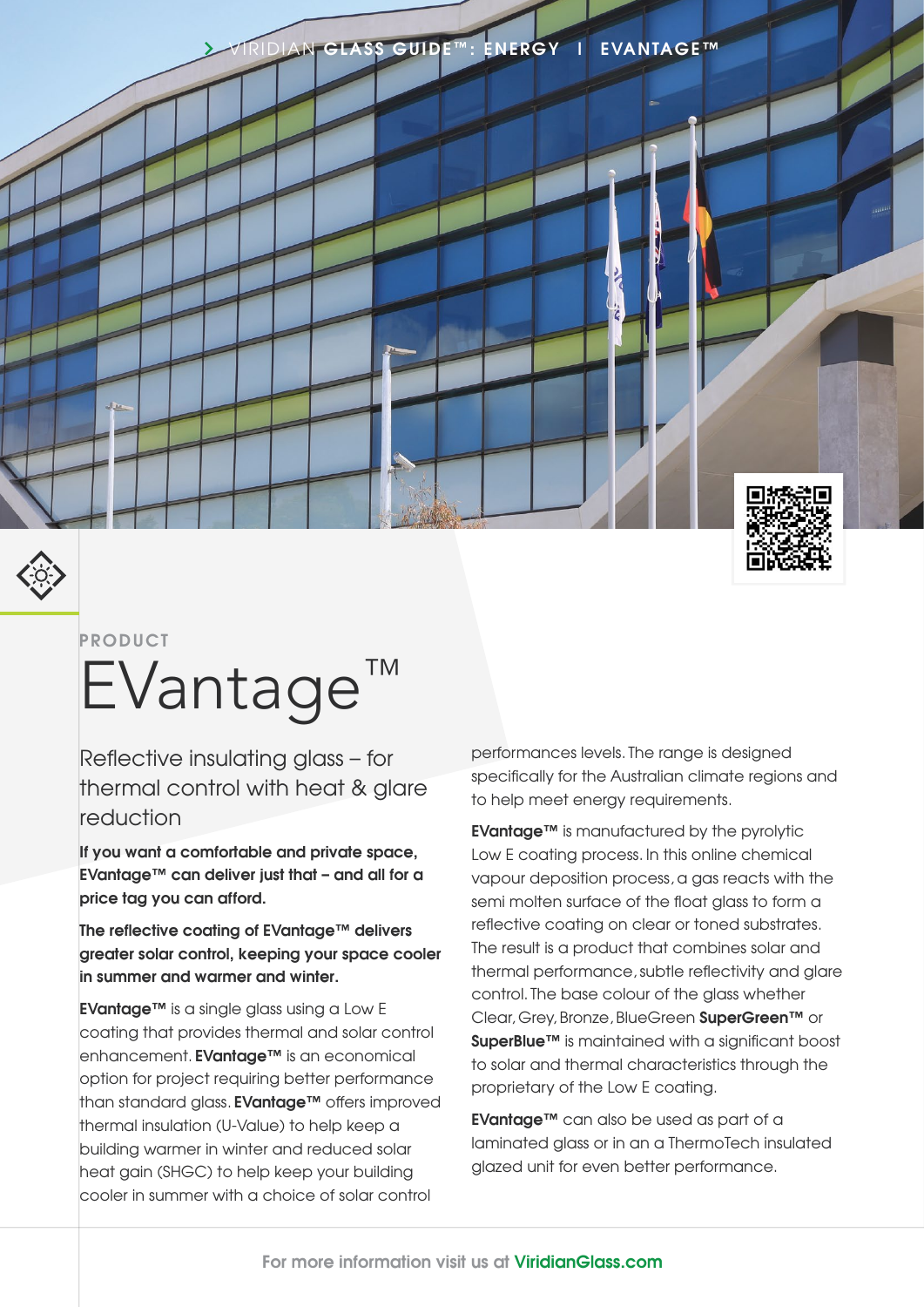PRODUCT

# EVantage™

## Reflective insulating glass – for thermal control with heat & glare reduction

**If you want a comfortable and private space, EVantage™ can deliver just that – and all for a price tag you can afford.**

**The reflective coating of EVantage™ delivers greater solar control, keeping your space cooler in summer and warmer and winter.**

**EVantage™** is a single glass using a Low E coating that provides thermal and solar control enhancement. **EVantage™** is an economical option for project requiring better performance than standard glass. **EVantage™** offers improved thermal insulation (U-Value) to help keep a building warmer in winter and reduced solar heat gain (SHGC) to help keep your building cooler in summer with a choice of solar control performances levels. The range is designed specifically for the Australian climate regions and to help meet energy requirements.

**EVantage™** is manufactured by the pyrolytic Low E coating process. In this online chemical vapour deposition process, a gas reacts with the semi molten surface of the float glass to form a reflective coating on clear or toned substrates. The result is a product that combines solar and thermal performance, subtle reflectivity and glare control. The base colour of the glass whether Clear, Grey, Bronze, BlueGreen **SuperGreen™** or **SuperBlue™** is maintained with a significant boost to solar and thermal characteristics through the proprietary of the Low E coating.

**EVantage™** can also be used as part of a laminated glass or in an a ThermoTech insulated glazed unit for even better performance.

For more information visit us at **ViridianGlass.com**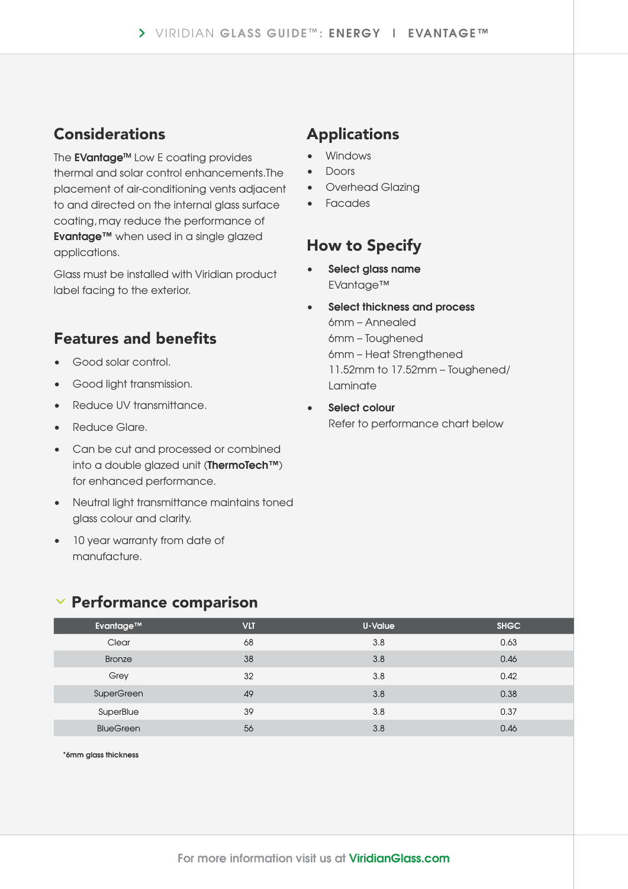## Considerations

The **EVantage™** Low E coating provides thermal and solar control enhancements.The placement of air-conditioning vents adjacent to and directed on the internal glass surface coating, may reduce the performance of **Evantage™** when used in a single glazed applications.

Glass must be installed with Viridian product label facing to the exterior.

## Features and benefits

- Good solar control.
- Good light transmission.
- Reduce UV transmittance.
- Reduce Glare.
- Can be cut and processed or combined into a double glazed unit (**ThermoTech™**) for enhanced performance.
- Neutral light transmittance maintains toned glass colour and clarity.
- 10 year warranty from date of manufacture.

## Applications

- Windows
- Doors
- Overhead Glazing
- Facades

## How to Specify

- **Select glass name**
  EVantage™
- **Select thickness and process**
  6mm – Annealed
  6mm – Toughened
  6mm – Heat Strengthened
  11.52mm to 17.52mm – Toughened/ Laminate
- **Select colour**
  Refer to performance chart below

## Performance comparison

| Evantage™ | VLT | U-Value | SHGC |
|---|---|---|---|
| Clear | 68 | 3.8 | 0.63 |
| Bronze | 38 | 3.8 | 0.46 |
| Grey | 32 | 3.8 | 0.42 |
| SuperGreen | 49 | 3.8 | 0.38 |
| SuperBlue | 39 | 3.8 | 0.37 |
| BlueGreen | 56 | 3.8 | 0.46 |

*6mm glass thickness

For more information visit us at ViridianGlass.com